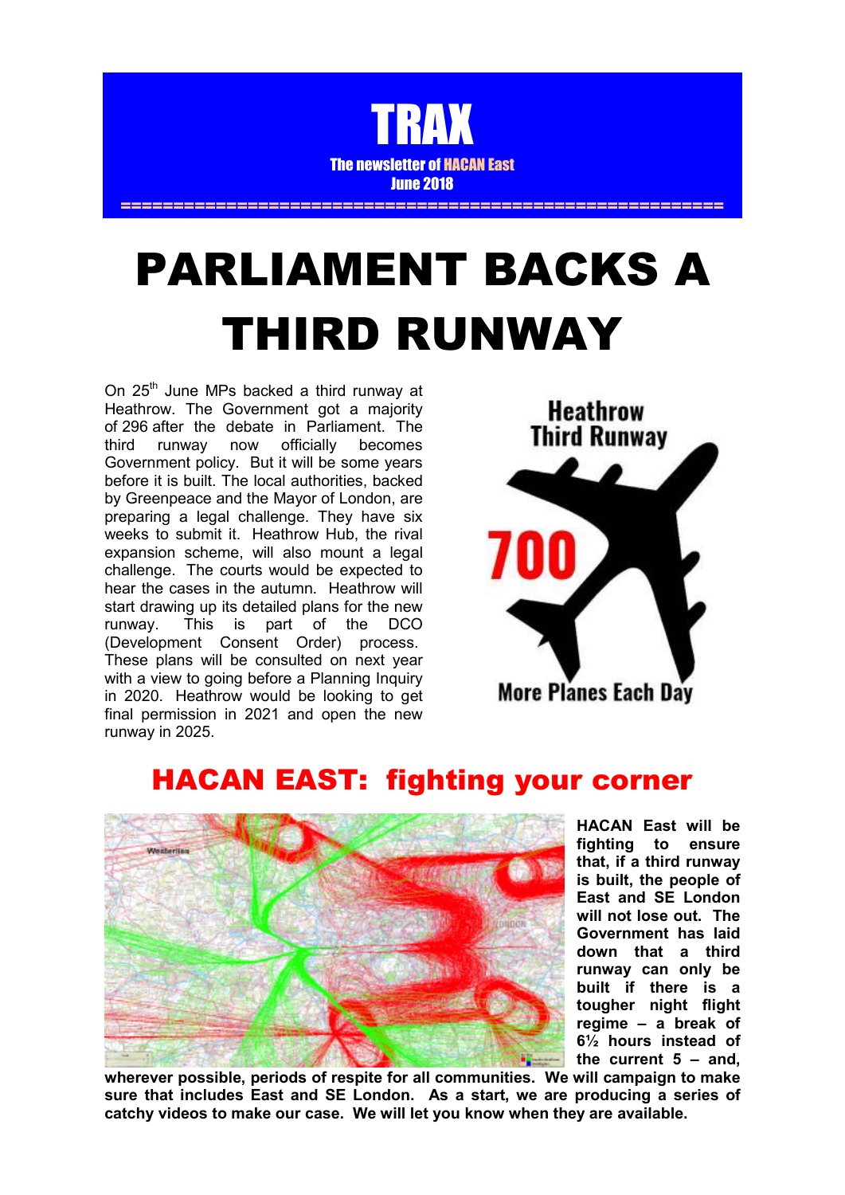# TRAX

The newsletter of HACAN East

June 2018

# PARLIAMENT BACKS A THIRD RUNWAY

On 25th June MPs backed a third runway at Heathrow. The Government got a majority of 296 after the debate in Parliament. The third runway now officially becomes Government policy. But it will be some years before it is built. The local authorities, backed by Greenpeace and the Mayor of London, are preparing a legal challenge. They have six weeks to submit it. Heathrow Hub, the rival expansion scheme, will also mount a legal challenge. The courts would be expected to hear the cases in the autumn. Heathrow will start drawing up its detailed plans for the new runway. This is part of the DCO (Development Consent Order) process. These plans will be consulted on next year with a view to going before a Planning Inquiry in 2020. Heathrow would be looking to get final permission in 2021 and open the new runway in 2025.

Heathrow Third Runway

700

More Planes Each Day

## HACAN EAST: fighting your corner

**HACAN East will be fighting to ensure that, if a third runway is built, the people of East and SE London will not lose out. The Government has laid down that a third runway can only be built if there is a tougher night flight regime – a break of 6½ hours instead of the current 5 – and, wherever possible, periods of respite for all communities. We will campaign to make sure that includes East and SE London. As a start, we are producing a series of catchy videos to make our case. We will let you know when they are available.**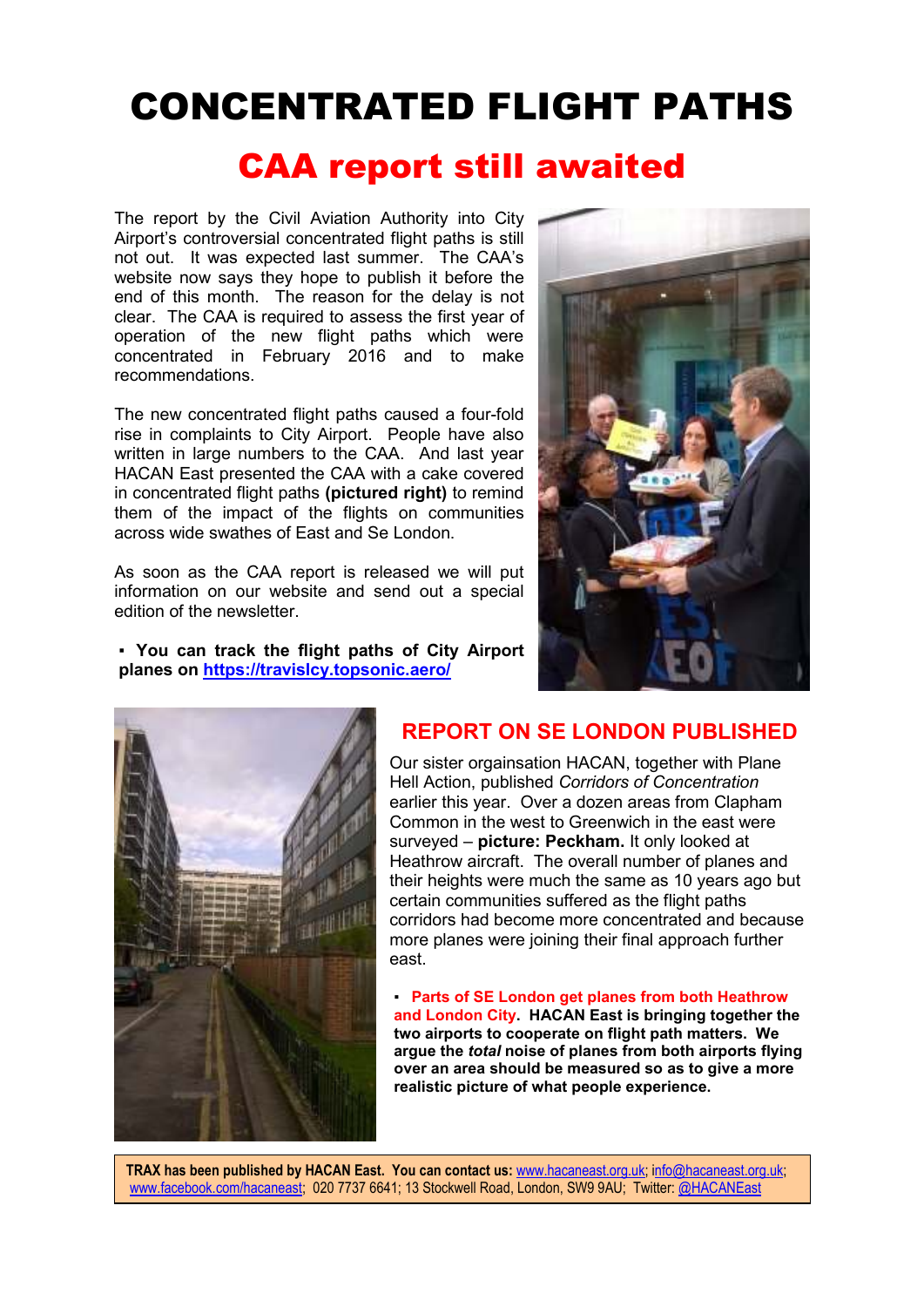# CONCENTRATED FLIGHT PATHS

## CAA report still awaited

The report by the Civil Aviation Authority into City Airport's controversial concentrated flight paths is still not out. It was expected last summer. The CAA's website now says they hope to publish it before the end of this month. The reason for the delay is not clear. The CAA is required to assess the first year of operation of the new flight paths which were concentrated in February 2016 and to make recommendations.

The new concentrated flight paths caused a four-fold rise in complaints to City Airport. People have also written in large numbers to the CAA. And last year HACAN East presented the CAA with a cake covered in concentrated flight paths **(pictured right)** to remind them of the impact of the flights on communities across wide swathes of East and Se London.

As soon as the CAA report is released we will put information on our website and send out a special edition of the newsletter.

- **You can track the flight paths of City Airport planes on https://travislcy.topsonic.aero/**

## REPORT ON SE LONDON PUBLISHED

Our sister orgainsation HACAN, together with Plane Hell Action, published *Corridors of Concentration* earlier this year. Over a dozen areas from Clapham Common in the west to Greenwich in the east were surveyed – **picture: Peckham.** It only looked at Heathrow aircraft. The overall number of planes and their heights were much the same as 10 years ago but certain communities suffered as the flight paths corridors had become more concentrated and because more planes were joining their final approach further east.

- **Parts of SE London get planes from both Heathrow and London City. HACAN East is bringing together the two airports to cooperate on flight path matters. We argue the *total* noise of planes from both airports flying over an area should be measured so as to give a more realistic picture of what people experience.**

**TRAX has been published by HACAN East. You can contact us:** www.hacaneast.org.uk; info@hacaneast.org.uk; www.facebook.com/hacaneast; 020 7737 6641; 13 Stockwell Road, London, SW9 9AU; Twitter: @HACANEast